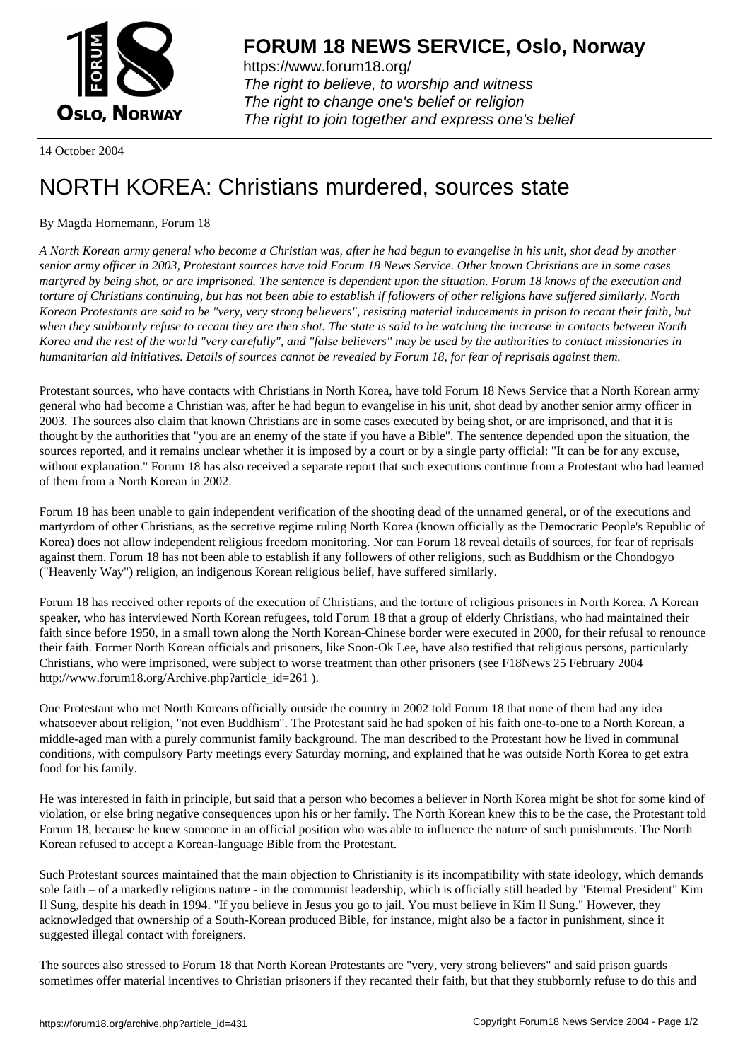# FORUM 18 NEWS SERVICE, Oslo, Norway

https://www.forum18.org/
*The right to believe, to worship and witness*
*The right to change one's belief or religion*
*The right to join together and express one's belief*

14 October 2004

# NORTH KOREA: Christians murdered, sources state

By Magda Hornemann, Forum 18

*A North Korean army general who become a Christian was, after he had begun to evangelise in his unit, shot dead by another senior army officer in 2003, Protestant sources have told Forum 18 News Service. Other known Christians are in some cases martyred by being shot, or are imprisoned. The sentence is dependent upon the situation. Forum 18 knows of the execution and torture of Christians continuing, but has not been able to establish if followers of other religions have suffered similarly. North Korean Protestants are said to be "very, very strong believers", resisting material inducements in prison to recant their faith, but when they stubbornly refuse to recant they are then shot. The state is said to be watching the increase in contacts between North Korea and the rest of the world "very carefully", and "false believers" may be used by the authorities to contact missionaries in humanitarian aid initiatives. Details of sources cannot be revealed by Forum 18, for fear of reprisals against them.*

Protestant sources, who have contacts with Christians in North Korea, have told Forum 18 News Service that a North Korean army general who had become a Christian was, after he had begun to evangelise in his unit, shot dead by another senior army officer in 2003. The sources also claim that known Christians are in some cases executed by being shot, or are imprisoned, and that it is thought by the authorities that "you are an enemy of the state if you have a Bible". The sentence depended upon the situation, the sources reported, and it remains unclear whether it is imposed by a court or by a single party official: "It can be for any excuse, without explanation." Forum 18 has also received a separate report that such executions continue from a Protestant who had learned of them from a North Korean in 2002.

Forum 18 has been unable to gain independent verification of the shooting dead of the unnamed general, or of the executions and martyrdom of other Christians, as the secretive regime ruling North Korea (known officially as the Democratic People's Republic of Korea) does not allow independent religious freedom monitoring. Nor can Forum 18 reveal details of sources, for fear of reprisals against them. Forum 18 has not been able to establish if any followers of other religions, such as Buddhism or the Chondogyo ("Heavenly Way") religion, an indigenous Korean religious belief, have suffered similarly.

Forum 18 has received other reports of the execution of Christians, and the torture of religious prisoners in North Korea. A Korean speaker, who has interviewed North Korean refugees, told Forum 18 that a group of elderly Christians, who had maintained their faith since before 1950, in a small town along the North Korean-Chinese border were executed in 2000, for their refusal to renounce their faith. Former North Korean officials and prisoners, like Soon-Ok Lee, have also testified that religious persons, particularly Christians, who were imprisoned, were subject to worse treatment than other prisoners (see F18News 25 February 2004 http://www.forum18.org/Archive.php?article_id=261 ).

One Protestant who met North Koreans officially outside the country in 2002 told Forum 18 that none of them had any idea whatsoever about religion, "not even Buddhism". The Protestant said he had spoken of his faith one-to-one to a North Korean, a middle-aged man with a purely communist family background. The man described to the Protestant how he lived in communal conditions, with compulsory Party meetings every Saturday morning, and explained that he was outside North Korea to get extra food for his family.

He was interested in faith in principle, but said that a person who becomes a believer in North Korea might be shot for some kind of violation, or else bring negative consequences upon his or her family. The North Korean knew this to be the case, the Protestant told Forum 18, because he knew someone in an official position who was able to influence the nature of such punishments. The North Korean refused to accept a Korean-language Bible from the Protestant.

Such Protestant sources maintained that the main objection to Christianity is its incompatibility with state ideology, which demands sole faith – of a markedly religious nature - in the communist leadership, which is officially still headed by "Eternal President" Kim Il Sung, despite his death in 1994. "If you believe in Jesus you go to jail. You must believe in Kim Il Sung." However, they acknowledged that ownership of a South-Korean produced Bible, for instance, might also be a factor in punishment, since it suggested illegal contact with foreigners.

The sources also stressed to Forum 18 that North Korean Protestants are "very, very strong believers" and said prison guards sometimes offer material incentives to Christian prisoners if they recanted their faith, but that they stubbornly refuse to do this and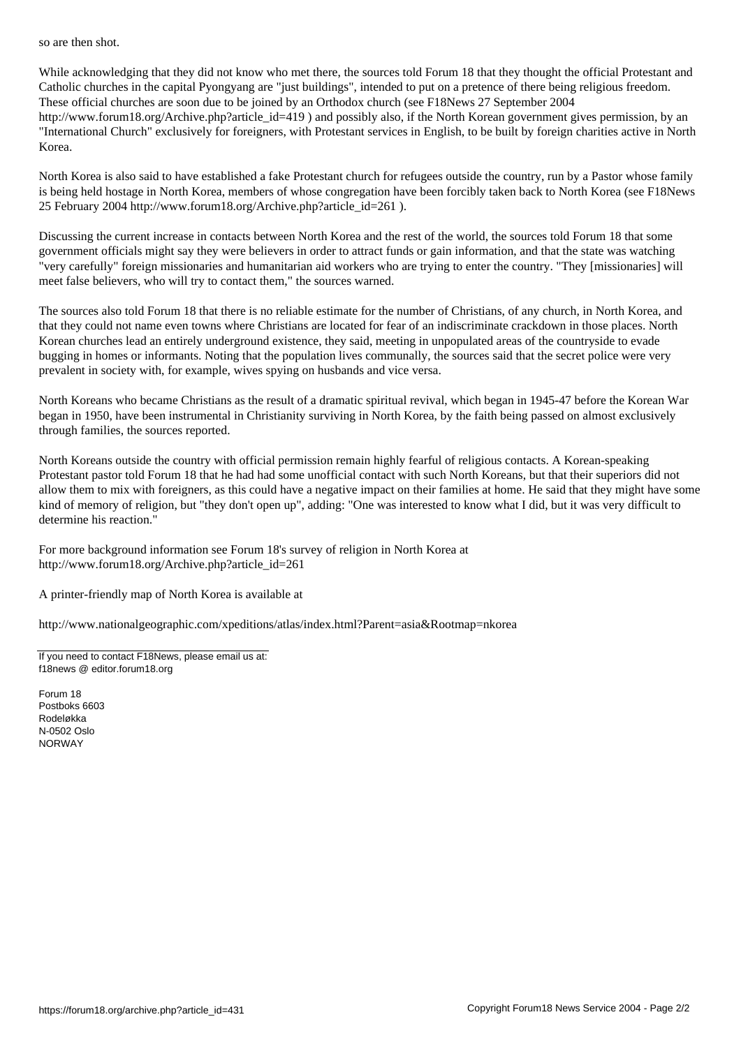so are then shot.

While acknowledging that they did not know who met there, the sources told Forum 18 that they thought the official Protestant and Catholic churches in the capital Pyongyang are "just buildings", intended to put on a pretence of there being religious freedom. These official churches are soon due to be joined by an Orthodox church (see F18News 27 September 2004 http://www.forum18.org/Archive.php?article_id=419 ) and possibly also, if the North Korean government gives permission, by an "International Church" exclusively for foreigners, with Protestant services in English, to be built by foreign charities active in North Korea.

North Korea is also said to have established a fake Protestant church for refugees outside the country, run by a Pastor whose family is being held hostage in North Korea, members of whose congregation have been forcibly taken back to North Korea (see F18News 25 February 2004 http://www.forum18.org/Archive.php?article_id=261 ).

Discussing the current increase in contacts between North Korea and the rest of the world, the sources told Forum 18 that some government officials might say they were believers in order to attract funds or gain information, and that the state was watching "very carefully" foreign missionaries and humanitarian aid workers who are trying to enter the country. "They [missionaries] will meet false believers, who will try to contact them," the sources warned.

The sources also told Forum 18 that there is no reliable estimate for the number of Christians, of any church, in North Korea, and that they could not name even towns where Christians are located for fear of an indiscriminate crackdown in those places. North Korean churches lead an entirely underground existence, they said, meeting in unpopulated areas of the countryside to evade bugging in homes or informants. Noting that the population lives communally, the sources said that the secret police were very prevalent in society with, for example, wives spying on husbands and vice versa.

North Koreans who became Christians as the result of a dramatic spiritual revival, which began in 1945-47 before the Korean War began in 1950, have been instrumental in Christianity surviving in North Korea, by the faith being passed on almost exclusively through families, the sources reported.

North Koreans outside the country with official permission remain highly fearful of religious contacts. A Korean-speaking Protestant pastor told Forum 18 that he had had some unofficial contact with such North Koreans, but that their superiors did not allow them to mix with foreigners, as this could have a negative impact on their families at home. He said that they might have some kind of memory of religion, but "they don't open up", adding: "One was interested to know what I did, but it was very difficult to determine his reaction."

For more background information see Forum 18's survey of religion in North Korea at http://www.forum18.org/Archive.php?article_id=261

A printer-friendly map of North Korea is available at

http://www.nationalgeographic.com/xpeditions/atlas/index.html?Parent=asia&Rootmap=nkorea

If you need to contact F18News, please email us at:
f18news @ editor.forum18.org

Forum 18
Postboks 6603
Rodeløkka
N-0502 Oslo
NORWAY